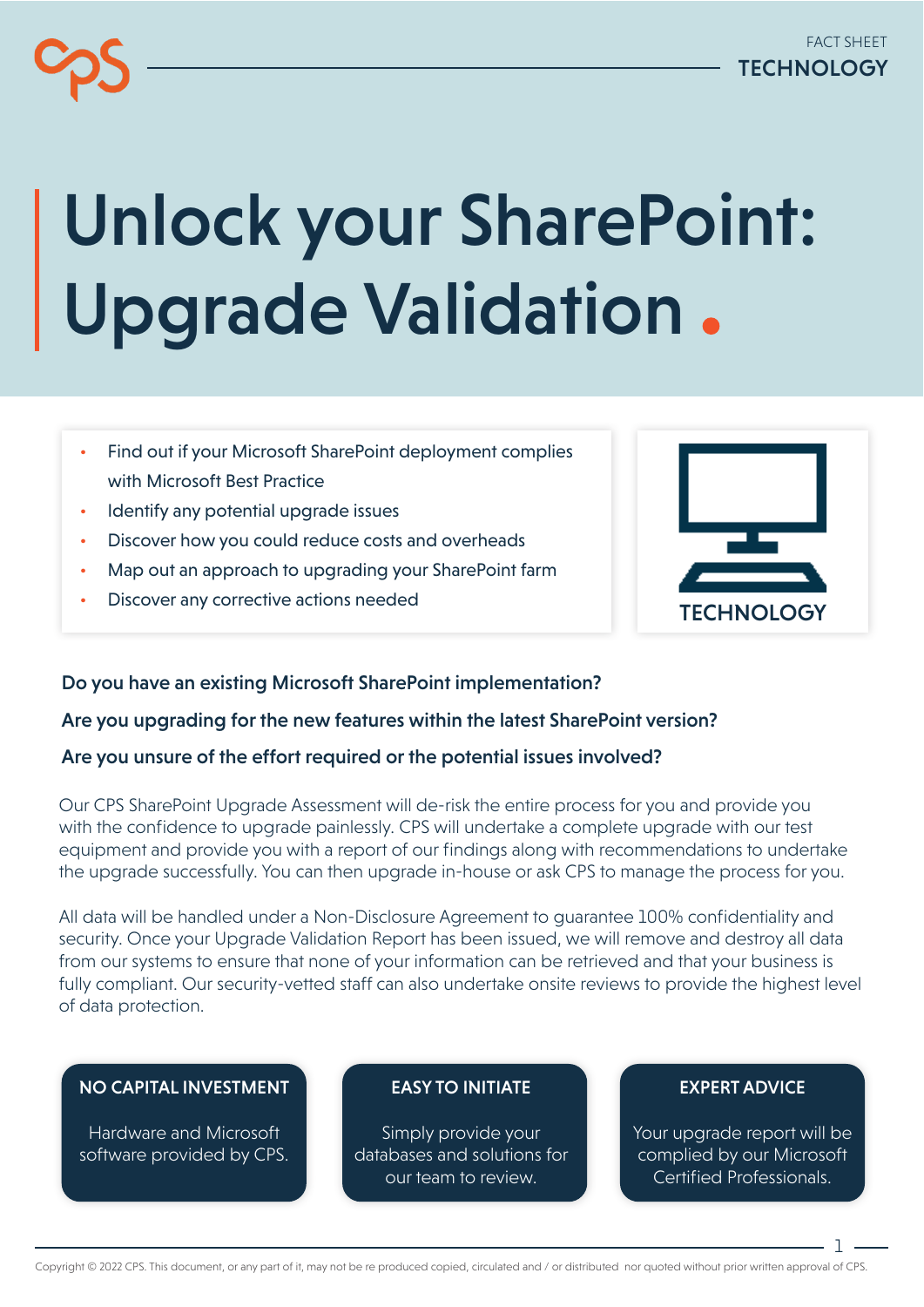FACT SHEET
TECHNOLOGY

# Unlock your SharePoint: Upgrade Validation

- Find out if your Microsoft SharePoint deployment complies with Microsoft Best Practice
- Identify any potential upgrade issues
- Discover how you could reduce costs and overheads
- Map out an approach to upgrading your SharePoint farm
- Discover any corrective actions needed

TECHNOLOGY

**Do you have an existing Microsoft SharePoint implementation?**

**Are you upgrading for the new features within the latest SharePoint version?**

**Are you unsure of the effort required or the potential issues involved?**

Our CPS SharePoint Upgrade Assessment will de-risk the entire process for you and provide you with the confidence to upgrade painlessly. CPS will undertake a complete upgrade with our test equipment and provide you with a report of our findings along with recommendations to undertake the upgrade successfully. You can then upgrade in-house or ask CPS to manage the process for you.

All data will be handled under a Non-Disclosure Agreement to guarantee 100% confidentiality and security. Once your Upgrade Validation Report has been issued, we will remove and destroy all data from our systems to ensure that none of your information can be retrieved and that your business is fully compliant. Our security-vetted staff can also undertake onsite reviews to provide the highest level of data protection.

**NO CAPITAL INVESTMENT**

Hardware and Microsoft software provided by CPS.

**EASY TO INITIATE**

Simply provide your databases and solutions for our team to review.

**EXPERT ADVICE**

Your upgrade report will be complied by our Microsoft Certified Professionals.

Copyright © 2022 CPS. This document, or any part of it, may not be re produced copied, circulated and / or distributed nor quoted without prior written approval of CPS.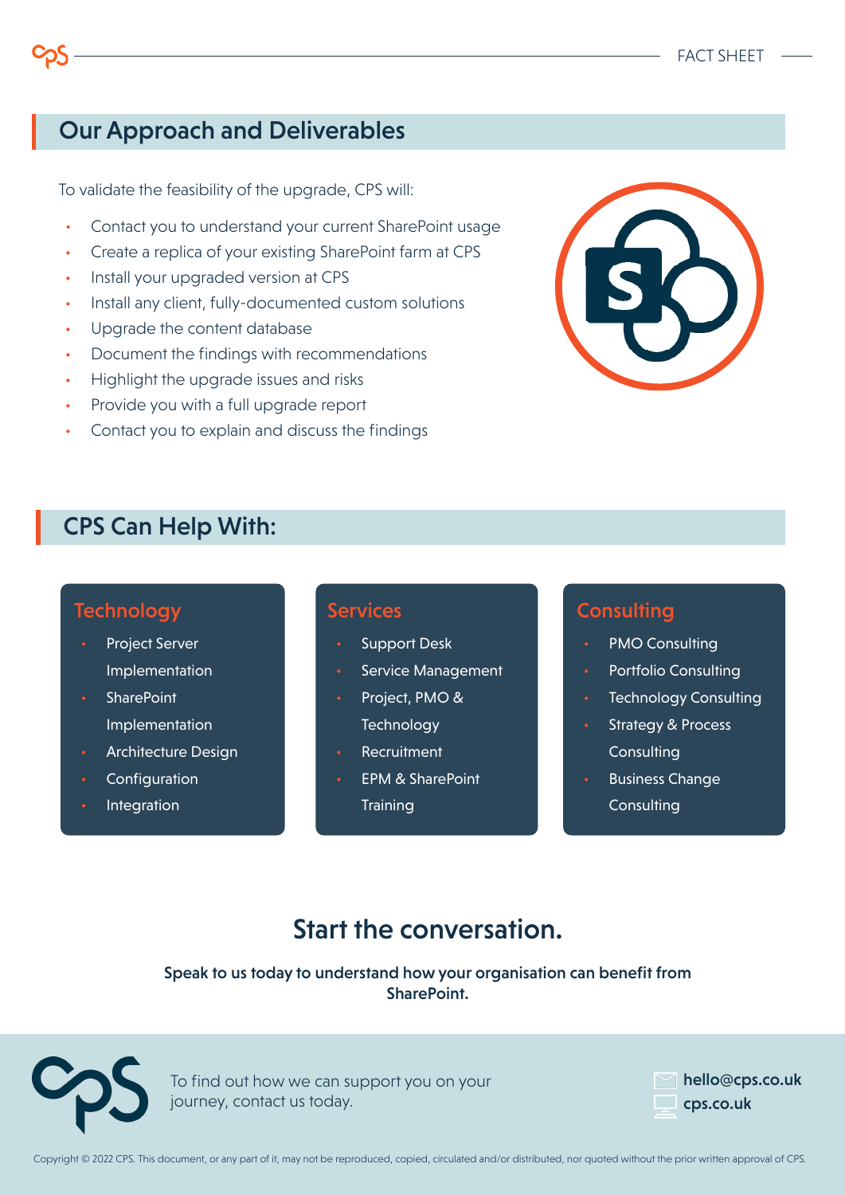## Our Approach and Deliverables

To validate the feasibility of the upgrade, CPS will:

- Contact you to understand your current SharePoint usage
- Create a replica of your existing SharePoint farm at CPS
- Install your upgraded version at CPS
- Install any client, fully-documented custom solutions
- Upgrade the content database
- Document the findings with recommendations
- Highlight the upgrade issues and risks
- Provide you with a full upgrade report
- Contact you to explain and discuss the findings

## CPS Can Help With:

### Technology

- Project Server Implementation
- SharePoint Implementation
- Architecture Design
- Configuration
- Integration

### Services

- Support Desk
- Service Management
- Project, PMO & Technology
- Recruitment
- EPM & SharePoint Training

### Consulting

- PMO Consulting
- Portfolio Consulting
- Technology Consulting
- Strategy & Process Consulting
- Business Change Consulting

## Start the conversation.

**Speak to us today to understand how your organisation can benefit from SharePoint.**

To find out how we can support you on your journey, contact us today.

**hello@cps.co.uk**
**cps.co.uk**

Copyright © 2022 CPS. This document, or any part of it, may not be reproduced, copied, circulated and/or distributed, nor quoted without the prior written approval of CPS.